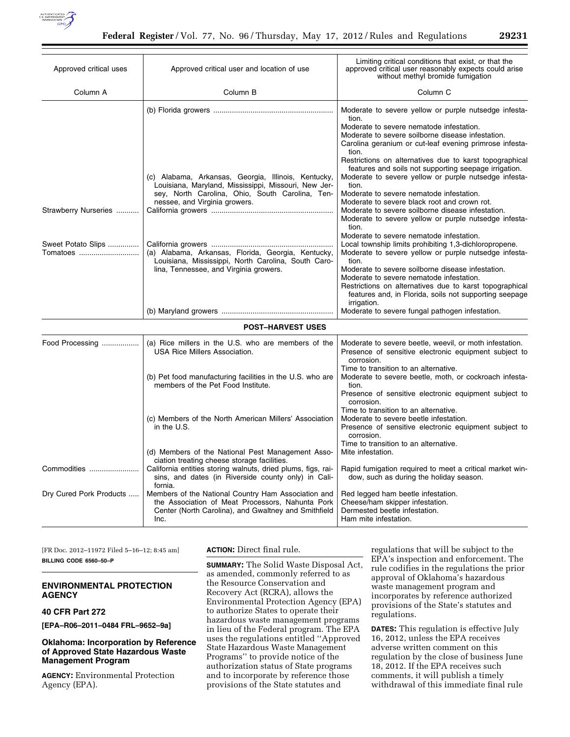| Approved critical uses | Approved critical user and location of use | Limiting critical conditions that exist, or that the approved critical user reasonably expects could arise without methyl bromide fumigation |
|---|---|---|
| Column A | Column B | Column C |
| | (b) Florida growers | Moderate to severe yellow or purple nutsedge infestation.<br>Moderate to severe nematode infestation.<br>Moderate to severe soilborne disease infestation.<br>Carolina geranium or cut-leaf evening primrose infestation.<br>Restrictions on alternatives due to karst topographical features and soils not supporting seepage irrigation. |
| | (c) Alabama, Arkansas, Georgia, Illinois, Kentucky, Louisiana, Maryland, Mississippi, Missouri, New Jersey, North Carolina, Ohio, South Carolina, Tennessee, and Virginia growers. | Moderate to severe yellow or purple nutsedge infestation.<br>Moderate to severe nematode infestation.<br>Moderate to severe black root and crown rot. |
| Strawberry Nurseries | California growers | Moderate to severe soilborne disease infestation.<br>Moderate to severe yellow or purple nutsedge infestation.<br>Moderate to severe nematode infestation. |
| Sweet Potato Slips | California growers | Local township limits prohibiting 1,3-dichloropropene. |
| Tomatoes | (a) Alabama, Arkansas, Florida, Georgia, Kentucky, Louisiana, Mississippi, North Carolina, South Carolina, Tennessee, and Virginia growers. | Moderate to severe yellow or purple nutsedge infestation.<br>Moderate to severe soilborne disease infestation.<br>Moderate to severe nematode infestation.<br>Restrictions on alternatives due to karst topographical features and, in Florida, soils not supporting seepage irrigation. |
| | (b) Maryland growers | Moderate to severe fungal pathogen infestation. |
| **POST–HARVEST USES** | | |
| Food Processing | (a) Rice millers in the U.S. who are members of the USA Rice Millers Association. | Moderate to severe beetle, weevil, or moth infestation.<br>Presence of sensitive electronic equipment subject to corrosion.<br>Time to transition to an alternative. |
| | (b) Pet food manufacturing facilities in the U.S. who are members of the Pet Food Institute. | Moderate to severe beetle, moth, or cockroach infestation.<br>Presence of sensitive electronic equipment subject to corrosion.<br>Time to transition to an alternative. |
| | (c) Members of the North American Millers' Association in the U.S. | Moderate to severe beetle infestation.<br>Presence of sensitive electronic equipment subject to corrosion.<br>Time to transition to an alternative. |
| | (d) Members of the National Pest Management Association treating cheese storage facilities. | Mite infestation. |
| Commodities | California entities storing walnuts, dried plums, figs, raisins, and dates (in Riverside county only) in California. | Rapid fumigation required to meet a critical market window, such as during the holiday season. |
| Dry Cured Pork Products | Members of the National Country Ham Association and the Association of Meat Processors, Nahunta Pork Center (North Carolina), and Gwaltney and Smithfield Inc. | Red legged ham beetle infestation.<br>Cheese/ham skipper infestation.<br>Dermested beetle infestation.<br>Ham mite infestation. |

[FR Doc. 2012–11972 Filed 5–16–12; 8:45 am]

**BILLING CODE 6560–50–P**

## ENVIRONMENTAL PROTECTION AGENCY

### 40 CFR Part 272

**[EPA–R06–2011–0484 FRL–9652–9a]**

### Oklahoma: Incorporation by Reference of Approved State Hazardous Waste Management Program

**AGENCY:** Environmental Protection Agency (EPA).

**ACTION:** Direct final rule.

**SUMMARY:** The Solid Waste Disposal Act, as amended, commonly referred to as the Resource Conservation and Recovery Act (RCRA), allows the Environmental Protection Agency (EPA) to authorize States to operate their hazardous waste management programs in lieu of the Federal program. The EPA uses the regulations entitled ''Approved State Hazardous Waste Management Programs'' to provide notice of the authorization status of State programs and to incorporate by reference those provisions of the State statutes and regulations that will be subject to the EPA's inspection and enforcement. The rule codifies in the regulations the prior approval of Oklahoma's hazardous waste management program and incorporates by reference authorized provisions of the State's statutes and regulations.

**DATES:** This regulation is effective July 16, 2012, unless the EPA receives adverse written comment on this regulation by the close of business June 18, 2012. If the EPA receives such comments, it will publish a timely withdrawal of this immediate final rule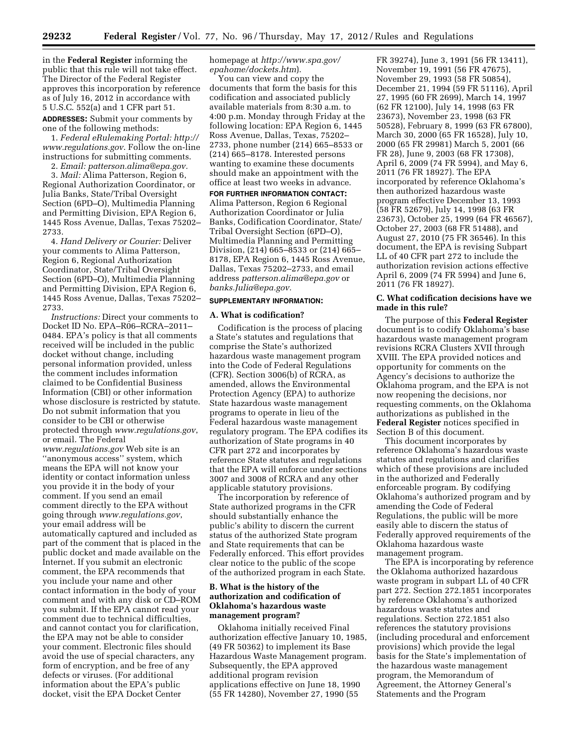in the **Federal Register** informing the public that this rule will not take effect. The Director of the Federal Register approves this incorporation by reference as of July 16, 2012 in accordance with 5 U.S.C. 552(a) and 1 CFR part 51.

**ADDRESSES:** Submit your comments by one of the following methods:

1. *Federal eRulemaking Portal: http://www.regulations.gov*. Follow the on-line instructions for submitting comments.

2. *Email: patterson.alima@epa.gov.*

3. *Mail:* Alima Patterson, Region 6, Regional Authorization Coordinator, or Julia Banks, State/Tribal Oversight Section (6PD–O), Multimedia Planning and Permitting Division, EPA Region 6, 1445 Ross Avenue, Dallas, Texas 75202–2733.

4. *Hand Delivery or Courier:* Deliver your comments to Alima Patterson, Region 6, Regional Authorization Coordinator, State/Tribal Oversight Section (6PD–O), Multimedia Planning and Permitting Division, EPA Region 6, 1445 Ross Avenue, Dallas, Texas 75202–2733.

*Instructions:* Direct your comments to Docket ID No. EPA–R06–RCRA–2011–0484. EPA's policy is that all comments received will be included in the public docket without change, including personal information provided, unless the comment includes information claimed to be Confidential Business Information (CBI) or other information whose disclosure is restricted by statute. Do not submit information that you consider to be CBI or otherwise protected through *www.regulations.gov*, or email. The Federal *www.regulations.gov* Web site is an ''anonymous access'' system, which means the EPA will not know your identity or contact information unless you provide it in the body of your comment. If you send an email comment directly to the EPA without going through *www.regulations.gov*, your email address will be automatically captured and included as part of the comment that is placed in the public docket and made available on the Internet. If you submit an electronic comment, the EPA recommends that you include your name and other contact information in the body of your comment and with any disk or CD–ROM you submit. If the EPA cannot read your comment due to technical difficulties, and cannot contact you for clarification, the EPA may not be able to consider your comment. Electronic files should avoid the use of special characters, any form of encryption, and be free of any defects or viruses. (For additional information about the EPA's public docket, visit the EPA Docket Center homepage at *http://www.spa.gov/epahome/dockets.htm*).

You can view and copy the documents that form the basis for this codification and associated publicly available materials from 8:30 a.m. to 4:00 p.m. Monday through Friday at the following location: EPA Region 6, 1445 Ross Avenue, Dallas, Texas, 75202–2733, phone number (214) 665–8533 or (214) 665–8178. Interested persons wanting to examine these documents should make an appointment with the office at least two weeks in advance.

**FOR FURTHER INFORMATION CONTACT:** Alima Patterson, Region 6 Regional Authorization Coordinator or Julia Banks, Codification Coordinator, State/Tribal Oversight Section (6PD–O), Multimedia Planning and Permitting Division, (214) 665–8533 or (214) 665–8178, EPA Region 6, 1445 Ross Avenue, Dallas, Texas 75202–2733, and email address *patterson.alima@epa.gov* or *banks.Julia@epa.gov.*

**SUPPLEMENTARY INFORMATION:**

### A. What is codification?

Codification is the process of placing a State's statutes and regulations that comprise the State's authorized hazardous waste management program into the Code of Federal Regulations (CFR). Section 3006(b) of RCRA, as amended, allows the Environmental Protection Agency (EPA) to authorize State hazardous waste management programs to operate in lieu of the Federal hazardous waste management regulatory program. The EPA codifies its authorization of State programs in 40 CFR part 272 and incorporates by reference State statutes and regulations that the EPA will enforce under sections 3007 and 3008 of RCRA and any other applicable statutory provisions.

The incorporation by reference of State authorized programs in the CFR should substantially enhance the public's ability to discern the current status of the authorized State program and State requirements that can be Federally enforced. This effort provides clear notice to the public of the scope of the authorized program in each State.

### B. What is the history of the authorization and codification of Oklahoma's hazardous waste management program?

Oklahoma initially received Final authorization effective January 10, 1985, (49 FR 50362) to implement its Base Hazardous Waste Management program. Subsequently, the EPA approved additional program revision applications effective on June 18, 1990 (55 FR 14280), November 27, 1990 (55 FR 39274), June 3, 1991 (56 FR 13411), November 19, 1991 (56 FR 47675), November 29, 1993 (58 FR 50854), December 21, 1994 (59 FR 51116), April 27, 1995 (60 FR 2699), March 14, 1997 (62 FR 12100), July 14, 1998 (63 FR 23673), November 23, 1998 (63 FR 50528), February 8, 1999 (63 FR 67800), March 30, 2000 (65 FR 16528), July 10, 2000 (65 FR 29981) March 5, 2001 (66 FR 28), June 9, 2003 (68 FR 17308), April 6, 2009 (74 FR 5994), and May 6, 2011 (76 FR 18927). The EPA incorporated by reference Oklahoma's then authorized hazardous waste program effective December 13, 1993 (58 FR 52679), July 14, 1998 (63 FR 23673), October 25, 1999 (64 FR 46567), October 27, 2003 (68 FR 51488), and August 27, 2010 (75 FR 36546). In this document, the EPA is revising Subpart LL of 40 CFR part 272 to include the authorization revision actions effective April 6, 2009 (74 FR 5994) and June 6, 2011 (76 FR 18927).

### C. What codification decisions have we made in this rule?

The purpose of this **Federal Register** document is to codify Oklahoma's base hazardous waste management program revisions RCRA Clusters XVII through XVIII. The EPA provided notices and opportunity for comments on the Agency's decisions to authorize the Oklahoma program, and the EPA is not now reopening the decisions, nor requesting comments, on the Oklahoma authorizations as published in the **Federal Register** notices specified in Section B of this document.

This document incorporates by reference Oklahoma's hazardous waste statutes and regulations and clarifies which of these provisions are included in the authorized and Federally enforceable program. By codifying Oklahoma's authorized program and by amending the Code of Federal Regulations, the public will be more easily able to discern the status of Federally approved requirements of the Oklahoma hazardous waste management program.

The EPA is incorporating by reference the Oklahoma authorized hazardous waste program in subpart LL of 40 CFR part 272. Section 272.1851 incorporates by reference Oklahoma's authorized hazardous waste statutes and regulations. Section 272.1851 also references the statutory provisions (including procedural and enforcement provisions) which provide the legal basis for the State's implementation of the hazardous waste management program, the Memorandum of Agreement, the Attorney General's Statements and the Program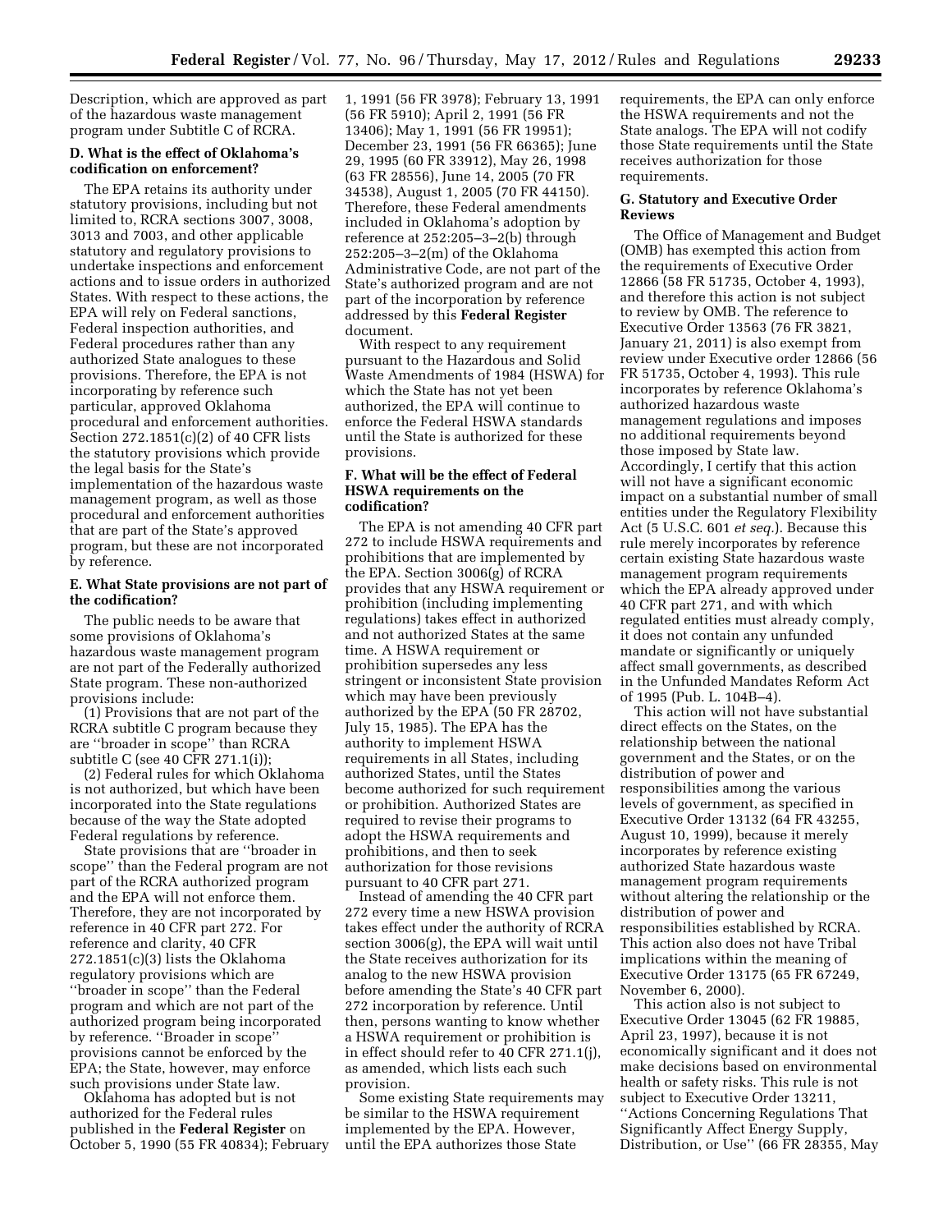Description, which are approved as part of the hazardous waste management program under Subtitle C of RCRA.

### D. What is the effect of Oklahoma's codification on enforcement?

The EPA retains its authority under statutory provisions, including but not limited to, RCRA sections 3007, 3008, 3013 and 7003, and other applicable statutory and regulatory provisions to undertake inspections and enforcement actions and to issue orders in authorized States. With respect to these actions, the EPA will rely on Federal sanctions, Federal inspection authorities, and Federal procedures rather than any authorized State analogues to these provisions. Therefore, the EPA is not incorporating by reference such particular, approved Oklahoma procedural and enforcement authorities. Section 272.1851(c)(2) of 40 CFR lists the statutory provisions which provide the legal basis for the State's implementation of the hazardous waste management program, as well as those procedural and enforcement authorities that are part of the State's approved program, but these are not incorporated by reference.

### E. What State provisions are not part of the codification?

The public needs to be aware that some provisions of Oklahoma's hazardous waste management program are not part of the Federally authorized State program. These non-authorized provisions include:

(1) Provisions that are not part of the RCRA subtitle C program because they are ''broader in scope'' than RCRA subtitle C (see 40 CFR 271.1(i));

(2) Federal rules for which Oklahoma is not authorized, but which have been incorporated into the State regulations because of the way the State adopted Federal regulations by reference.

State provisions that are ''broader in scope'' than the Federal program are not part of the RCRA authorized program and the EPA will not enforce them. Therefore, they are not incorporated by reference in 40 CFR part 272. For reference and clarity, 40 CFR 272.1851(c)(3) lists the Oklahoma regulatory provisions which are ''broader in scope'' than the Federal program and which are not part of the authorized program being incorporated by reference. ''Broader in scope'' provisions cannot be enforced by the EPA; the State, however, may enforce such provisions under State law.

Oklahoma has adopted but is not authorized for the Federal rules published in the **Federal Register** on October 5, 1990 (55 FR 40834); February 1, 1991 (56 FR 3978); February 13, 1991 (56 FR 5910); April 2, 1991 (56 FR 13406); May 1, 1991 (56 FR 19951); December 23, 1991 (56 FR 66365); June 29, 1995 (60 FR 33912), May 26, 1998 (63 FR 28556), June 14, 2005 (70 FR 34538), August 1, 2005 (70 FR 44150). Therefore, these Federal amendments included in Oklahoma's adoption by reference at 252:205–3–2(b) through 252:205–3–2(m) of the Oklahoma Administrative Code, are not part of the State's authorized program and are not part of the incorporation by reference addressed by this **Federal Register** document.

With respect to any requirement pursuant to the Hazardous and Solid Waste Amendments of 1984 (HSWA) for which the State has not yet been authorized, the EPA will continue to enforce the Federal HSWA standards until the State is authorized for these provisions.

### F. What will be the effect of Federal HSWA requirements on the codification?

The EPA is not amending 40 CFR part 272 to include HSWA requirements and prohibitions that are implemented by the EPA. Section 3006(g) of RCRA provides that any HSWA requirement or prohibition (including implementing regulations) takes effect in authorized and not authorized States at the same time. A HSWA requirement or prohibition supersedes any less stringent or inconsistent State provision which may have been previously authorized by the EPA (50 FR 28702, July 15, 1985). The EPA has the authority to implement HSWA requirements in all States, including authorized States, until the States become authorized for such requirement or prohibition. Authorized States are required to revise their programs to adopt the HSWA requirements and prohibitions, and then to seek authorization for those revisions pursuant to 40 CFR part 271.

Instead of amending the 40 CFR part 272 every time a new HSWA provision takes effect under the authority of RCRA section 3006(g), the EPA will wait until the State receives authorization for its analog to the new HSWA provision before amending the State's 40 CFR part 272 incorporation by reference. Until then, persons wanting to know whether a HSWA requirement or prohibition is in effect should refer to 40 CFR 271.1(j), as amended, which lists each such provision.

Some existing State requirements may be similar to the HSWA requirement implemented by the EPA. However, until the EPA authorizes those State requirements, the EPA can only enforce the HSWA requirements and not the State analogs. The EPA will not codify those State requirements until the State receives authorization for those requirements.

### G. Statutory and Executive Order Reviews

The Office of Management and Budget (OMB) has exempted this action from the requirements of Executive Order 12866 (58 FR 51735, October 4, 1993), and therefore this action is not subject to review by OMB. The reference to Executive Order 13563 (76 FR 3821, January 21, 2011) is also exempt from review under Executive order 12866 (56 FR 51735, October 4, 1993). This rule incorporates by reference Oklahoma's authorized hazardous waste management regulations and imposes no additional requirements beyond those imposed by State law. Accordingly, I certify that this action will not have a significant economic impact on a substantial number of small entities under the Regulatory Flexibility Act (5 U.S.C. 601 *et seq.*). Because this rule merely incorporates by reference certain existing State hazardous waste management program requirements which the EPA already approved under 40 CFR part 271, and with which regulated entities must already comply, it does not contain any unfunded mandate or significantly or uniquely affect small governments, as described in the Unfunded Mandates Reform Act of 1995 (Pub. L. 104B–4).

This action will not have substantial direct effects on the States, on the relationship between the national government and the States, or on the distribution of power and responsibilities among the various levels of government, as specified in Executive Order 13132 (64 FR 43255, August 10, 1999), because it merely incorporates by reference existing authorized State hazardous waste management program requirements without altering the relationship or the distribution of power and responsibilities established by RCRA. This action also does not have Tribal implications within the meaning of Executive Order 13175 (65 FR 67249, November 6, 2000).

This action also is not subject to Executive Order 13045 (62 FR 19885, April 23, 1997), because it is not economically significant and it does not make decisions based on environmental health or safety risks. This rule is not subject to Executive Order 13211, ''Actions Concerning Regulations That Significantly Affect Energy Supply, Distribution, or Use'' (66 FR 28355, May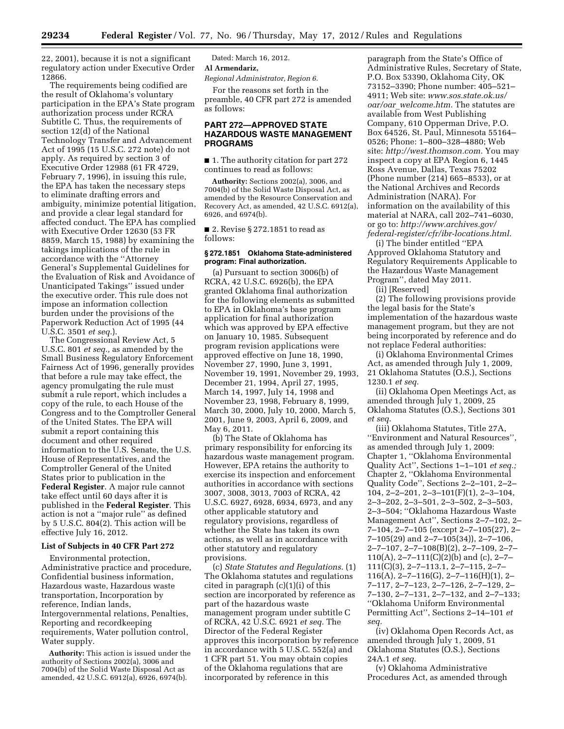22, 2001), because it is not a significant regulatory action under Executive Order 12866.

The requirements being codified are the result of Oklahoma's voluntary participation in the EPA's State program authorization process under RCRA Subtitle C. Thus, the requirements of section 12(d) of the National Technology Transfer and Advancement Act of 1995 (15 U.S.C. 272 note) do not apply. As required by section 3 of Executive Order 12988 (61 FR 4729, February 7, 1996), in issuing this rule, the EPA has taken the necessary steps to eliminate drafting errors and ambiguity, minimize potential litigation, and provide a clear legal standard for affected conduct. The EPA has complied with Executive Order 12630 (53 FR 8859, March 15, 1988) by examining the takings implications of the rule in accordance with the ''Attorney General's Supplemental Guidelines for the Evaluation of Risk and Avoidance of Unanticipated Takings'' issued under the executive order. This rule does not impose an information collection burden under the provisions of the Paperwork Reduction Act of 1995 (44 U.S.C. 3501 *et seq.*).

The Congressional Review Act, 5 U.S.C. 801 *et seq.,* as amended by the Small Business Regulatory Enforcement Fairness Act of 1996, generally provides that before a rule may take effect, the agency promulgating the rule must submit a rule report, which includes a copy of the rule, to each House of the Congress and to the Comptroller General of the United States. The EPA will submit a report containing this document and other required information to the U.S. Senate, the U.S. House of Representatives, and the Comptroller General of the United States prior to publication in the **Federal Register**. A major rule cannot take effect until 60 days after it is published in the **Federal Register**. This action is not a ''major rule'' as defined by 5 U.S.C. 804(2). This action will be effective July 16, 2012.

## List of Subjects in 40 CFR Part 272

Environmental protection, Administrative practice and procedure, Confidential business information, Hazardous waste, Hazardous waste transportation, Incorporation by reference, Indian lands, Intergovernmental relations, Penalties, Reporting and recordkeeping requirements, Water pollution control, Water supply.

**Authority:** This action is issued under the authority of Sections 2002(a), 3006 and 7004(b) of the Solid Waste Disposal Act as amended, 42 U.S.C. 6912(a), 6926, 6974(b).

Dated: March 16, 2012.

**Al Armendariz,**

*Regional Administrator, Region 6.*

For the reasons set forth in the preamble, 40 CFR part 272 is amended as follows:

## PART 272—APPROVED STATE HAZARDOUS WASTE MANAGEMENT PROGRAMS

■ 1. The authority citation for part 272 continues to read as follows:

**Authority:** Sections 2002(a), 3006, and 7004(b) of the Solid Waste Disposal Act, as amended by the Resource Conservation and Recovery Act, as amended, 42 U.S.C. 6912(a), 6926, and 6974(b).

■ 2. Revise § 272.1851 to read as follows:

### § 272.1851 Oklahoma State-administered program: Final authorization.

(a) Pursuant to section 3006(b) of RCRA, 42 U.S.C. 6926(b), the EPA granted Oklahoma final authorization for the following elements as submitted to EPA in Oklahoma's base program application for final authorization which was approved by EPA effective on January 10, 1985. Subsequent program revision applications were approved effective on June 18, 1990, November 27, 1990, June 3, 1991, November 19, 1991, November 29, 1993, December 21, 1994, April 27, 1995, March 14, 1997, July 14, 1998 and November 23, 1998, February 8, 1999, March 30, 2000, July 10, 2000, March 5, 2001, June 9, 2003, April 6, 2009, and May 6, 2011.

(b) The State of Oklahoma has primary responsibility for enforcing its hazardous waste management program. However, EPA retains the authority to exercise its inspection and enforcement authorities in accordance with sections 3007, 3008, 3013, 7003 of RCRA, 42 U.S.C. 6927, 6928, 6934, 6973, and any other applicable statutory and regulatory provisions, regardless of whether the State has taken its own actions, as well as in accordance with other statutory and regulatory provisions.

(c) *State Statutes and Regulations.* (1) The Oklahoma statutes and regulations cited in paragraph (c)(1)(i) of this section are incorporated by reference as part of the hazardous waste management program under subtitle C of RCRA, 42 U.S.C. 6921 *et seq.* The Director of the Federal Register approves this incorporation by reference in accordance with 5 U.S.C. 552(a) and 1 CFR part 51. You may obtain copies of the Oklahoma regulations that are incorporated by reference in this paragraph from the State's Office of Administrative Rules, Secretary of State, P.O. Box 53390, Oklahoma City, OK 73152–3390; Phone number: 405–521–4911; Web site: *www.sos.state.ok.us/oar/oar_welcome.htm.* The statutes are available from West Publishing Company, 610 Opperman Drive, P.O. Box 64526, St. Paul, Minnesota 55164–0526; Phone: 1–800–328–4880; Web site: *http://west.thomson.com.* You may inspect a copy at EPA Region 6, 1445 Ross Avenue, Dallas, Texas 75202 (Phone number (214) 665–8533), or at the National Archives and Records Administration (NARA). For information on the availability of this material at NARA, call 202–741–6030, or go to: *http://www.archives.gov/federal-register/cfr/ibr-locations.html.*

(i) The binder entitled ''EPA Approved Oklahoma Statutory and Regulatory Requirements Applicable to the Hazardous Waste Management Program'', dated May 2011.

(ii) [Reserved]

(2) The following provisions provide the legal basis for the State's implementation of the hazardous waste management program, but they are not being incorporated by reference and do not replace Federal authorities:

(i) Oklahoma Environmental Crimes Act, as amended through July 1, 2009, 21 Oklahoma Statutes (O.S.), Sections 1230.1 *et seq.*

(ii) Oklahoma Open Meetings Act, as amended through July 1, 2009, 25 Oklahoma Statutes (O.S.), Sections 301 *et seq.*

(iii) Oklahoma Statutes, Title 27A, ''Environment and Natural Resources'', as amended through July 1, 2009: Chapter 1, ''Oklahoma Environmental Quality Act'', Sections 1–1–101 *et seq.;* Chapter 2, ''Oklahoma Environmental Quality Code'', Sections 2–2–101, 2–2–104, 2–2–201, 2–3–101(F)(1), 2–3–104, 2–3–202, 2–3–501, 2–3–502, 2–3–503, 2–3–504; ''Oklahoma Hazardous Waste Management Act'', Sections 2–7–102, 2–7–104, 2–7–105 (except 2–7–105(27), 2–7–105(29) and 2–7–105(34)), 2–7–106, 2–7–107, 2–7–108(B)(2), 2–7–109, 2–7–110(A), 2–7–111(C)(2)(b) and (c), 2–7–111(C)(3), 2–7–113.1, 2–7–115, 2–7–116(A), 2–7–116(G), 2–7–116(H)(1), 2–7–117, 2–7–123, 2–7–126, 2–7–129, 2–7–130, 2–7–131, 2–7–132, and 2–7–133; ''Oklahoma Uniform Environmental Permitting Act'', Sections 2–14–101 *et seq.*

(iv) Oklahoma Open Records Act, as amended through July 1, 2009, 51 Oklahoma Statutes (O.S.), Sections 24A.1 *et seq.*

(v) Oklahoma Administrative Procedures Act, as amended through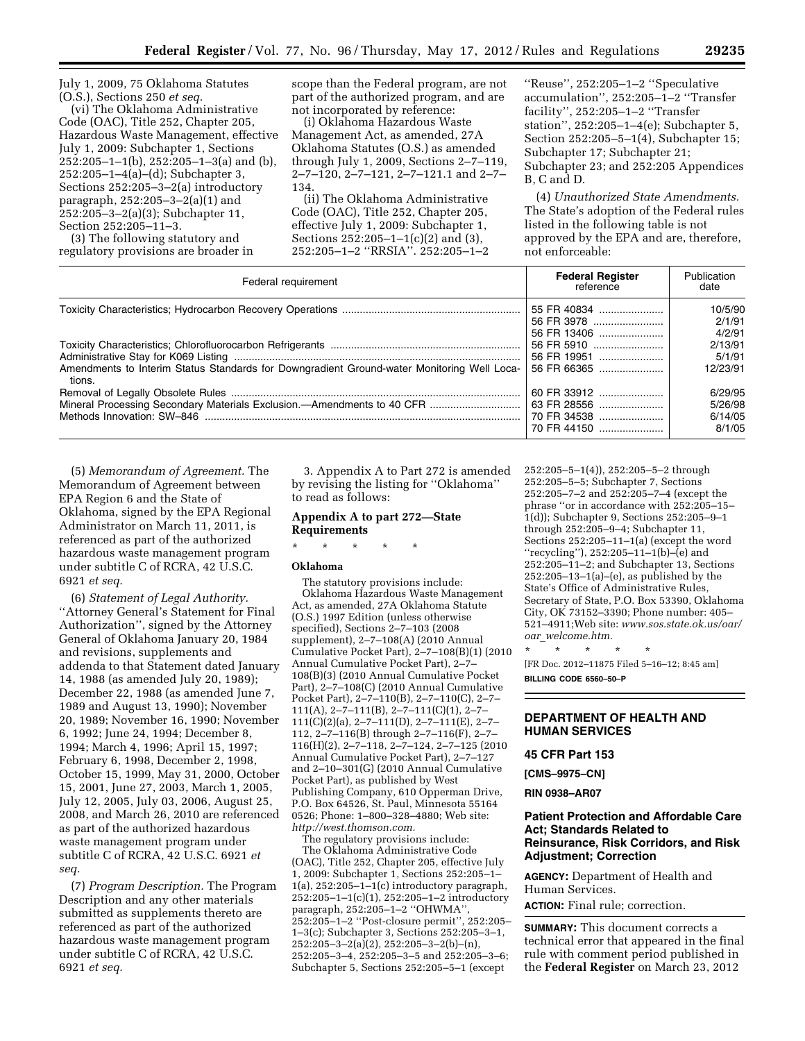July 1, 2009, 75 Oklahoma Statutes (O.S.), Sections 250 *et seq.*

(vi) The Oklahoma Administrative Code (OAC), Title 252, Chapter 205, Hazardous Waste Management, effective July 1, 2009: Subchapter 1, Sections 252:205–1–1(b), 252:205–1–3(a) and (b), 252:205–1–4(a)–(d); Subchapter 3, Sections 252:205–3–2(a) introductory paragraph, 252:205–3–2(a)(1) and 252:205–3–2(a)(3); Subchapter 11, Section 252:205–11–3.

(3) The following statutory and regulatory provisions are broader in scope than the Federal program, are not part of the authorized program, and are not incorporated by reference:

(i) Oklahoma Hazardous Waste Management Act, as amended, 27A Oklahoma Statutes (O.S.) as amended through July 1, 2009, Sections 2–7–119, 2–7–120, 2–7–121, 2–7–121.1 and 2–7–134.

(ii) The Oklahoma Administrative Code (OAC), Title 252, Chapter 205, effective July 1, 2009: Subchapter 1, Sections 252:205–1–1(c)(2) and (3), 252:205–1–2 ''RRSIA''. 252:205–1–2 ''Reuse'', 252:205–1–2 ''Speculative accumulation'', 252:205–1–2 ''Transfer facility'', 252:205–1–2 ''Transfer station'', 252:205–1–4(e); Subchapter 5, Section 252:205–5–1(4), Subchapter 15; Subchapter 17; Subchapter 21; Subchapter 23; and 252:205 Appendices B, C and D.

(4) *Unauthorized State Amendments.* The State's adoption of the Federal rules listed in the following table is not approved by the EPA and are, therefore, not enforceable:

| Federal requirement | Federal Register reference | Publication date |
| --- | --- | --- |
| Toxicity Characteristics; Hydrocarbon Recovery Operations | 55 FR 40834<br>56 FR 3978<br>56 FR 13406 | 10/5/90<br>2/1/91<br>4/2/91 |
| Toxicity Characteristics; Chlorofluorocarbon Refrigerants | 56 FR 5910 | 2/13/91 |
| Administrative Stay for K069 Listing | 56 FR 19951 | 5/1/91 |
| Amendments to Interim Status Standards for Downgradient Ground-water Monitoring Well Locations. | 56 FR 66365 | 12/23/91 |
| Removal of Legally Obsolete Rules | 60 FR 33912 | 6/29/95 |
| Mineral Processing Secondary Materials Exclusion.—Amendments to 40 CFR | 63 FR 28556 | 5/26/98 |
| Methods Innovation: SW–846 | 70 FR 34538<br>70 FR 44150 | 6/14/05<br>8/1/05 |

(5) *Memorandum of Agreement.* The Memorandum of Agreement between EPA Region 6 and the State of Oklahoma, signed by the EPA Regional Administrator on March 11, 2011, is referenced as part of the authorized hazardous waste management program under subtitle C of RCRA, 42 U.S.C. 6921 *et seq.*

(6) *Statement of Legal Authority.* ''Attorney General's Statement for Final Authorization'', signed by the Attorney General of Oklahoma January 20, 1984 and revisions, supplements and addenda to that Statement dated January 14, 1988 (as amended July 20, 1989); December 22, 1988 (as amended June 7, 1989 and August 13, 1990); November 20, 1989; November 16, 1990; November 6, 1992; June 24, 1994; December 8, 1994; March 4, 1996; April 15, 1997; February 6, 1998, December 2, 1998, October 15, 1999, May 31, 2000, October 15, 2001, June 27, 2003, March 1, 2005, July 12, 2005, July 03, 2006, August 25, 2008, and March 26, 2010 are referenced as part of the authorized hazardous waste management program under subtitle C of RCRA, 42 U.S.C. 6921 *et seq.*

(7) *Program Description.* The Program Description and any other materials submitted as supplements thereto are referenced as part of the authorized hazardous waste management program under subtitle C of RCRA, 42 U.S.C. 6921 *et seq.*

3. Appendix A to Part 272 is amended by revising the listing for ''Oklahoma'' to read as follows:

## Appendix A to part 272—State Requirements

\* \* \* \* \*

**Oklahoma**

The statutory provisions include:

Oklahoma Hazardous Waste Management Act, as amended, 27A Oklahoma Statute (O.S.) 1997 Edition (unless otherwise specified), Sections 2–7–103 (2008 supplement), 2–7–108(A) (2010 Annual Cumulative Pocket Part), 2–7–108(B)(1) (2010 Annual Cumulative Pocket Part), 2–7–108(B)(3) (2010 Annual Cumulative Pocket Part), 2–7–108(C) (2010 Annual Cumulative Pocket Part), 2–7–110(B), 2–7–110(C), 2–7–111(A), 2–7–111(B), 2–7–111(C)(1), 2–7–111(C)(2)(a), 2–7–111(D), 2–7–111(E), 2–7–112, 2–7–116(B) through 2–7–116(F), 2–7–116(H)(2), 2–7–118, 2–7–124, 2–7–125 (2010 Annual Cumulative Pocket Part), 2–7–127 and 2–10–301(G) (2010 Annual Cumulative Pocket Part), as published by West Publishing Company, 610 Opperman Drive, P.O. Box 64526, St. Paul, Minnesota 55164 0526; Phone: 1–800–328–4880; Web site: *http://west.thomson.com.*

The regulatory provisions include:

The Oklahoma Administrative Code (OAC), Title 252, Chapter 205, effective July 1, 2009: Subchapter 1, Sections 252:205–1–1(a), 252:205–1–1(c) introductory paragraph, 252:205–1–1(c)(1), 252:205–1–2 introductory paragraph, 252:205–1–2 ''OHWMA'', 252:205–1–2 ''Post-closure permit'', 252:205–1–3(c); Subchapter 3, Sections 252:205–3–1, 252:205–3–2(a)(2), 252:205–3–2(b)–(n), 252:205–3–4, 252:205–3–5 and 252:205–3–6; Subchapter 5, Sections 252:205–5–1 (except 252:205–5–1(4)), 252:205–5–2 through 252:205–5–5; Subchapter 7, Sections 252:205–7–2 and 252:205–7–4 (except the phrase ''or in accordance with 252:205–15–1(d)); Subchapter 9, Sections 252:205–9–1 through 252:205–9–4; Subchapter 11, Sections 252:205–11–1(a) (except the word ''recycling''), 252:205–11–1(b)–(e) and 252:205–11–2; and Subchapter 13, Sections 252:205–13–1(a)–(e), as published by the State's Office of Administrative Rules, Secretary of State, P.O. Box 53390, Oklahoma City, OK 73152–3390; Phone number: 405–521–4911;Web site: *www.sos.state.ok.us/oar/oar_welcome.htm.*

\* \* \* \* \*

[FR Doc. 2012–11875 Filed 5–16–12; 8:45 am]

**BILLING CODE 6560–50–P**

## DEPARTMENT OF HEALTH AND HUMAN SERVICES

**45 CFR Part 153**

**[CMS–9975–CN]**

**RIN 0938–AR07**

## Patient Protection and Affordable Care Act; Standards Related to Reinsurance, Risk Corridors, and Risk Adjustment; Correction

**AGENCY:** Department of Health and Human Services.

**ACTION:** Final rule; correction.

**SUMMARY:** This document corrects a technical error that appeared in the final rule with comment period published in the **Federal Register** on March 23, 2012